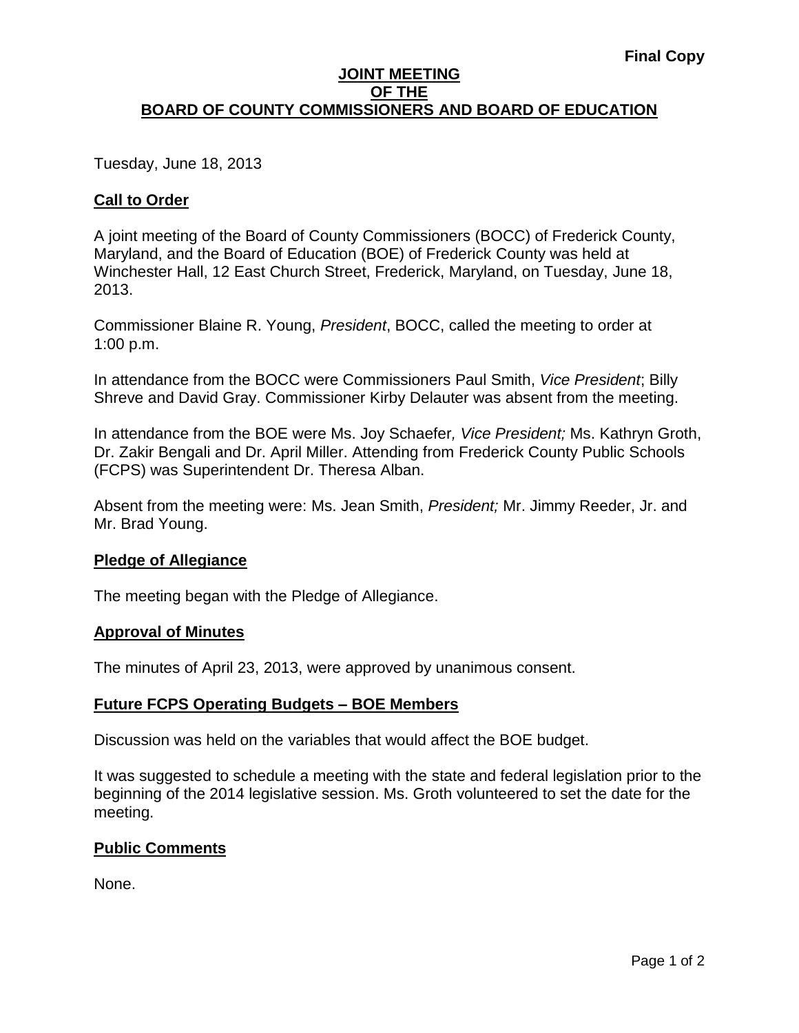**Final Copy**

# JOINT MEETING OF THE BOARD OF COUNTY COMMISSIONERS AND BOARD OF EDUCATION

Tuesday, June 18, 2013

## Call to Order

A joint meeting of the Board of County Commissioners (BOCC) of Frederick County, Maryland, and the Board of Education (BOE) of Frederick County was held at Winchester Hall, 12 East Church Street, Frederick, Maryland, on Tuesday, June 18, 2013.

Commissioner Blaine R. Young, *President*, BOCC, called the meeting to order at 1:00 p.m.

In attendance from the BOCC were Commissioners Paul Smith, *Vice President*; Billy Shreve and David Gray. Commissioner Kirby Delauter was absent from the meeting.

In attendance from the BOE were Ms. Joy Schaefer*, Vice President;* Ms. Kathryn Groth, Dr. Zakir Bengali and Dr. April Miller. Attending from Frederick County Public Schools (FCPS) was Superintendent Dr. Theresa Alban.

Absent from the meeting were: Ms. Jean Smith, *President;* Mr. Jimmy Reeder, Jr. and Mr. Brad Young.

## Pledge of Allegiance

The meeting began with the Pledge of Allegiance.

## Approval of Minutes

The minutes of April 23, 2013, were approved by unanimous consent.

## Future FCPS Operating Budgets – BOE Members

Discussion was held on the variables that would affect the BOE budget.

It was suggested to schedule a meeting with the state and federal legislation prior to the beginning of the 2014 legislative session. Ms. Groth volunteered to set the date for the meeting.

## Public Comments

None.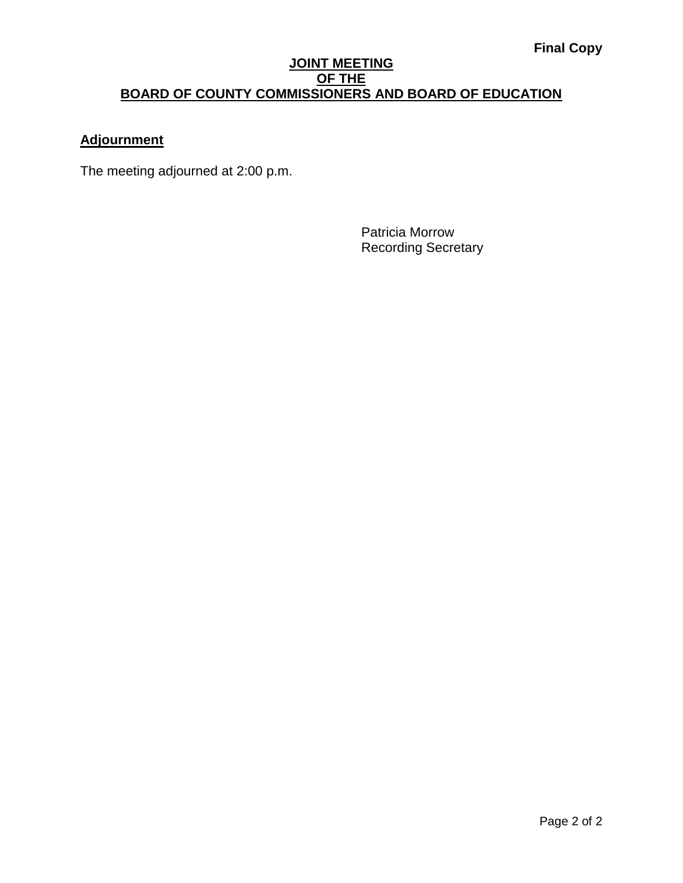**Final Copy**

# JOINT MEETING OF THE BOARD OF COUNTY COMMISSIONERS AND BOARD OF EDUCATION

## Adjournment

The meeting adjourned at 2:00 p.m.

Patricia Morrow
Recording Secretary